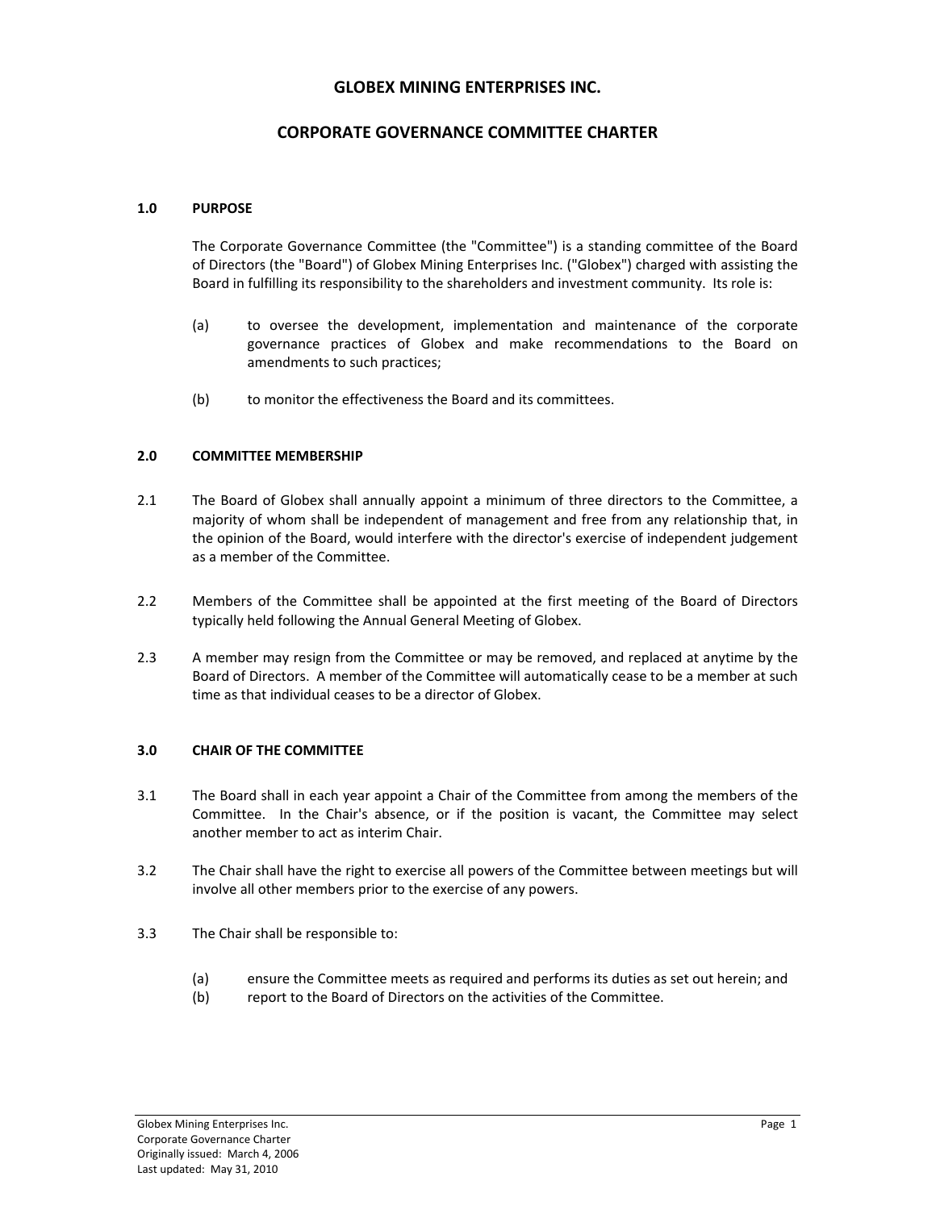# GLOBEX MINING ENTERPRISES INC.

## CORPORATE GOVERNANCE COMMITTEE CHARTER

### 1.0 PURPOSE

The Corporate Governance Committee (the "Committee") is a standing committee of the Board of Directors (the "Board") of Globex Mining Enterprises Inc. ("Globex") charged with assisting the Board in fulfilling its responsibility to the shareholders and investment community. Its role is:

(a) to oversee the development, implementation and maintenance of the corporate governance practices of Globex and make recommendations to the Board on amendments to such practices;

(b) to monitor the effectiveness the Board and its committees.

### 2.0 COMMITTEE MEMBERSHIP

2.1 The Board of Globex shall annually appoint a minimum of three directors to the Committee, a majority of whom shall be independent of management and free from any relationship that, in the opinion of the Board, would interfere with the director's exercise of independent judgement as a member of the Committee.

2.2 Members of the Committee shall be appointed at the first meeting of the Board of Directors typically held following the Annual General Meeting of Globex.

2.3 A member may resign from the Committee or may be removed, and replaced at anytime by the Board of Directors. A member of the Committee will automatically cease to be a member at such time as that individual ceases to be a director of Globex.

### 3.0 CHAIR OF THE COMMITTEE

3.1 The Board shall in each year appoint a Chair of the Committee from among the members of the Committee. In the Chair's absence, or if the position is vacant, the Committee may select another member to act as interim Chair.

3.2 The Chair shall have the right to exercise all powers of the Committee between meetings but will involve all other members prior to the exercise of any powers.

3.3 The Chair shall be responsible to:

(a) ensure the Committee meets as required and performs its duties as set out herein; and
(b) report to the Board of Directors on the activities of the Committee.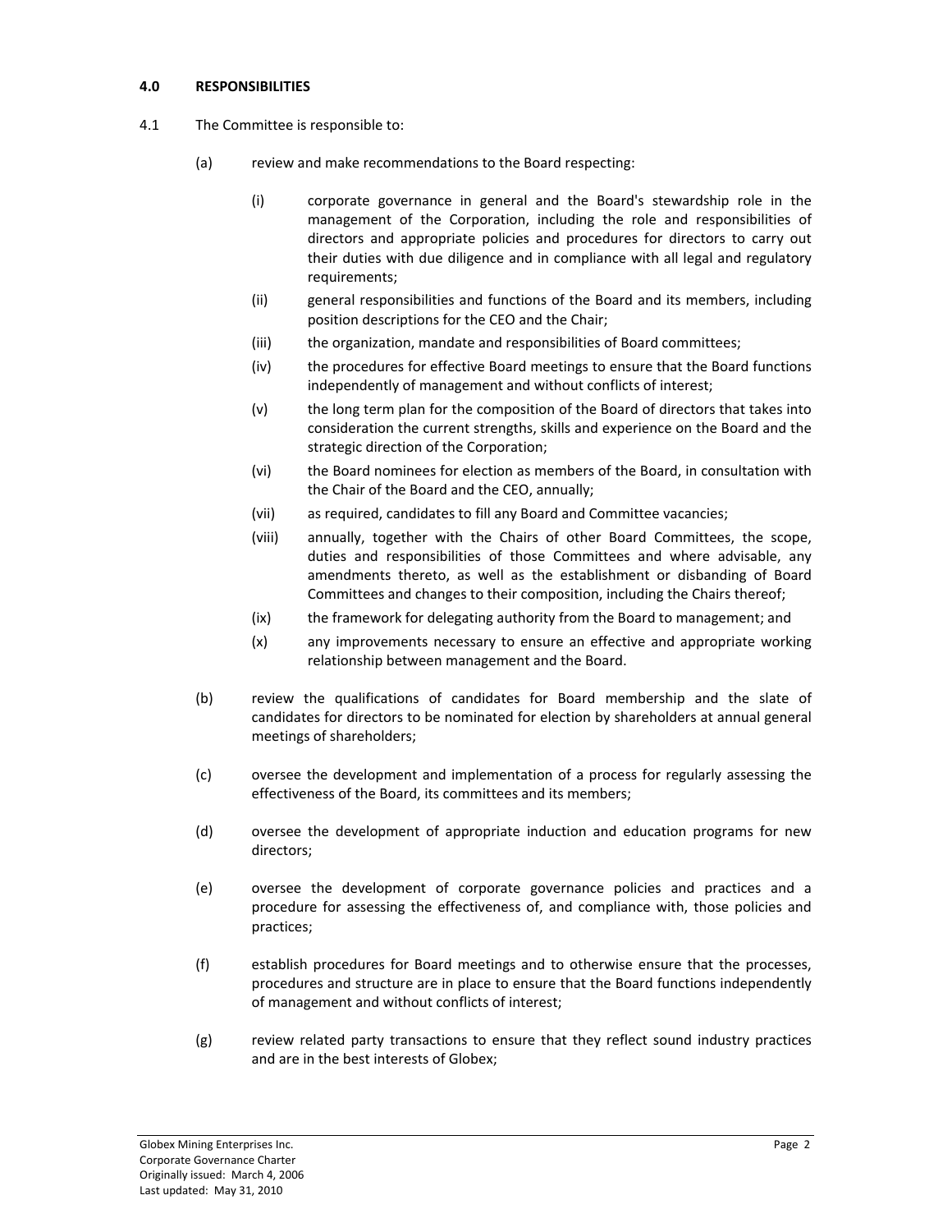## 4.0 RESPONSIBILITIES

4.1 The Committee is responsible to:

(a) review and make recommendations to the Board respecting:

- (i) corporate governance in general and the Board's stewardship role in the management of the Corporation, including the role and responsibilities of directors and appropriate policies and procedures for directors to carry out their duties with due diligence and in compliance with all legal and regulatory requirements;
- (ii) general responsibilities and functions of the Board and its members, including position descriptions for the CEO and the Chair;
- (iii) the organization, mandate and responsibilities of Board committees;
- (iv) the procedures for effective Board meetings to ensure that the Board functions independently of management and without conflicts of interest;
- (v) the long term plan for the composition of the Board of directors that takes into consideration the current strengths, skills and experience on the Board and the strategic direction of the Corporation;
- (vi) the Board nominees for election as members of the Board, in consultation with the Chair of the Board and the CEO, annually;
- (vii) as required, candidates to fill any Board and Committee vacancies;
- (viii) annually, together with the Chairs of other Board Committees, the scope, duties and responsibilities of those Committees and where advisable, any amendments thereto, as well as the establishment or disbanding of Board Committees and changes to their composition, including the Chairs thereof;
- (ix) the framework for delegating authority from the Board to management; and
- (x) any improvements necessary to ensure an effective and appropriate working relationship between management and the Board.

(b) review the qualifications of candidates for Board membership and the slate of candidates for directors to be nominated for election by shareholders at annual general meetings of shareholders;

(c) oversee the development and implementation of a process for regularly assessing the effectiveness of the Board, its committees and its members;

(d) oversee the development of appropriate induction and education programs for new directors;

(e) oversee the development of corporate governance policies and practices and a procedure for assessing the effectiveness of, and compliance with, those policies and practices;

(f) establish procedures for Board meetings and to otherwise ensure that the processes, procedures and structure are in place to ensure that the Board functions independently of management and without conflicts of interest;

(g) review related party transactions to ensure that they reflect sound industry practices and are in the best interests of Globex;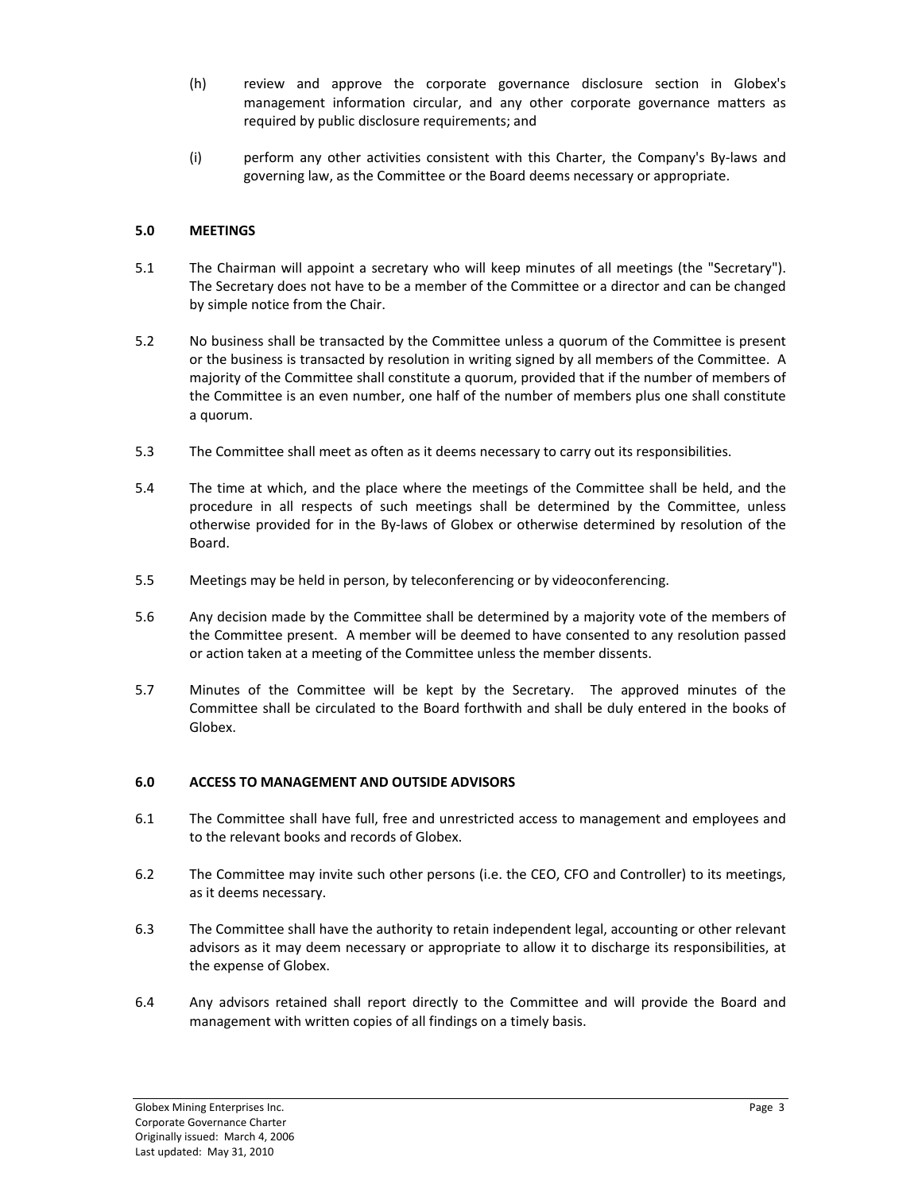(h) review and approve the corporate governance disclosure section in Globex's management information circular, and any other corporate governance matters as required by public disclosure requirements; and

(i) perform any other activities consistent with this Charter, the Company's By-laws and governing law, as the Committee or the Board deems necessary or appropriate.

## 5.0 MEETINGS

5.1 The Chairman will appoint a secretary who will keep minutes of all meetings (the "Secretary"). The Secretary does not have to be a member of the Committee or a director and can be changed by simple notice from the Chair.

5.2 No business shall be transacted by the Committee unless a quorum of the Committee is present or the business is transacted by resolution in writing signed by all members of the Committee. A majority of the Committee shall constitute a quorum, provided that if the number of members of the Committee is an even number, one half of the number of members plus one shall constitute a quorum.

5.3 The Committee shall meet as often as it deems necessary to carry out its responsibilities.

5.4 The time at which, and the place where the meetings of the Committee shall be held, and the procedure in all respects of such meetings shall be determined by the Committee, unless otherwise provided for in the By-laws of Globex or otherwise determined by resolution of the Board.

5.5 Meetings may be held in person, by teleconferencing or by videoconferencing.

5.6 Any decision made by the Committee shall be determined by a majority vote of the members of the Committee present. A member will be deemed to have consented to any resolution passed or action taken at a meeting of the Committee unless the member dissents.

5.7 Minutes of the Committee will be kept by the Secretary. The approved minutes of the Committee shall be circulated to the Board forthwith and shall be duly entered in the books of Globex.

## 6.0 ACCESS TO MANAGEMENT AND OUTSIDE ADVISORS

6.1 The Committee shall have full, free and unrestricted access to management and employees and to the relevant books and records of Globex.

6.2 The Committee may invite such other persons (i.e. the CEO, CFO and Controller) to its meetings, as it deems necessary.

6.3 The Committee shall have the authority to retain independent legal, accounting or other relevant advisors as it may deem necessary or appropriate to allow it to discharge its responsibilities, at the expense of Globex.

6.4 Any advisors retained shall report directly to the Committee and will provide the Board and management with written copies of all findings on a timely basis.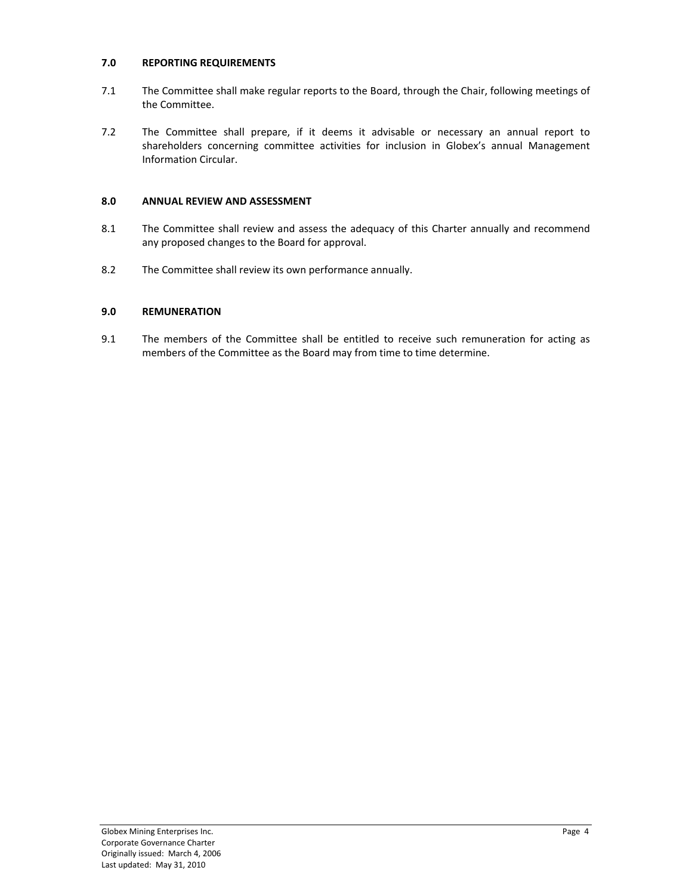## 7.0 REPORTING REQUIREMENTS

7.1 The Committee shall make regular reports to the Board, through the Chair, following meetings of the Committee.

7.2 The Committee shall prepare, if it deems it advisable or necessary an annual report to shareholders concerning committee activities for inclusion in Globex's annual Management Information Circular.

## 8.0 ANNUAL REVIEW AND ASSESSMENT

8.1 The Committee shall review and assess the adequacy of this Charter annually and recommend any proposed changes to the Board for approval.

8.2 The Committee shall review its own performance annually.

## 9.0 REMUNERATION

9.1 The members of the Committee shall be entitled to receive such remuneration for acting as members of the Committee as the Board may from time to time determine.